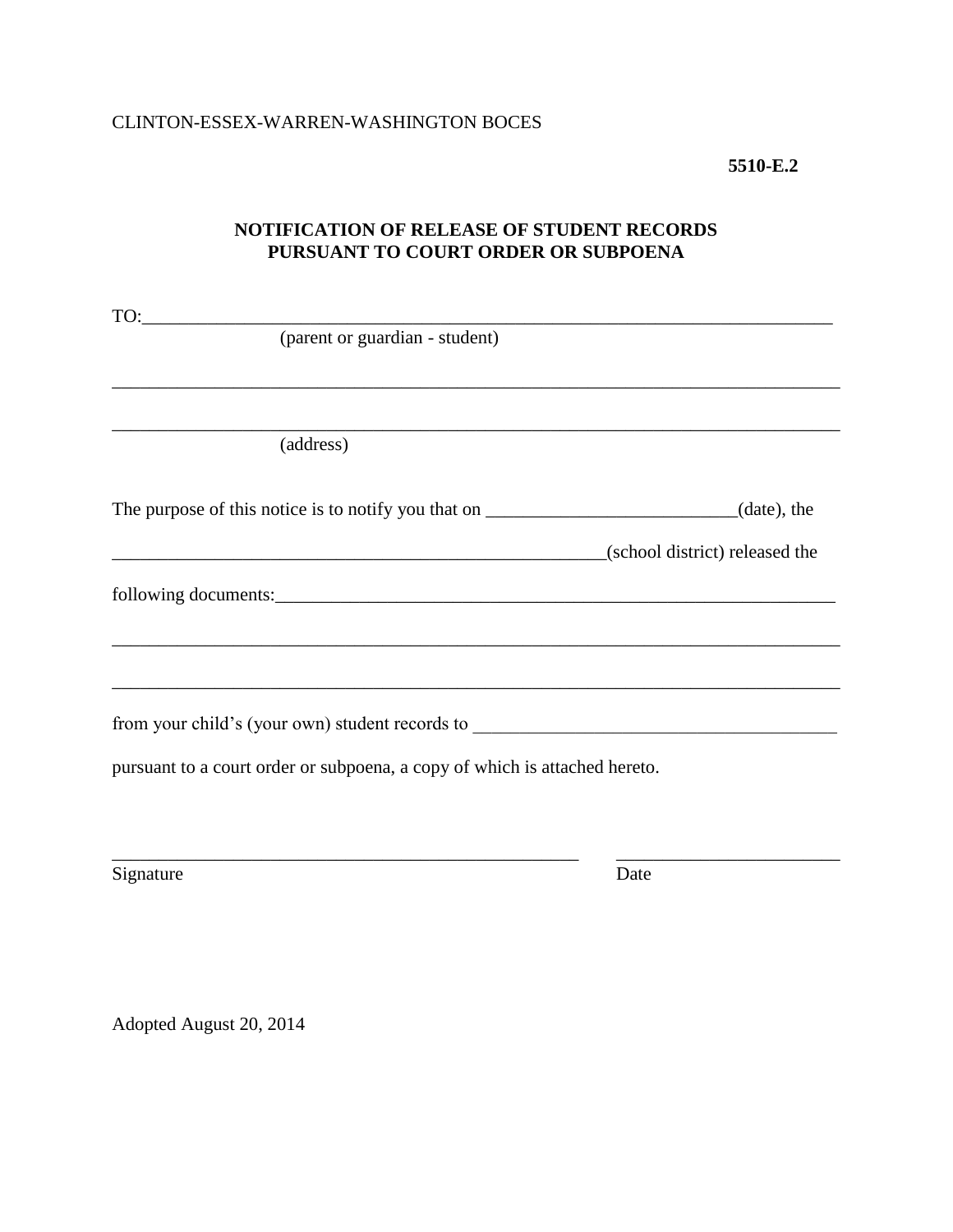CLINTON-ESSEX-WARREN-WASHINGTON BOCES

**5510-E.2**

## NOTIFICATION OF RELEASE OF STUDENT RECORDS PURSUANT TO COURT ORDER OR SUBPOENA

TO:_______________________________________________________________________

(parent or guardian - student)

___________________________________________________________________________

___________________________________________________________________________

(address)

The purpose of this notice is to notify you that on ___________________________(date), the

_______________________________________________________(school district) released the

following documents:_______________________________________________________________

___________________________________________________________________________

___________________________________________________________________________

from your child's (your own) student records to _______________________________________

pursuant to a court order or subpoena, a copy of which is attached hereto.

___________________________________________________ ________________________

Signature Date

Adopted August 20, 2014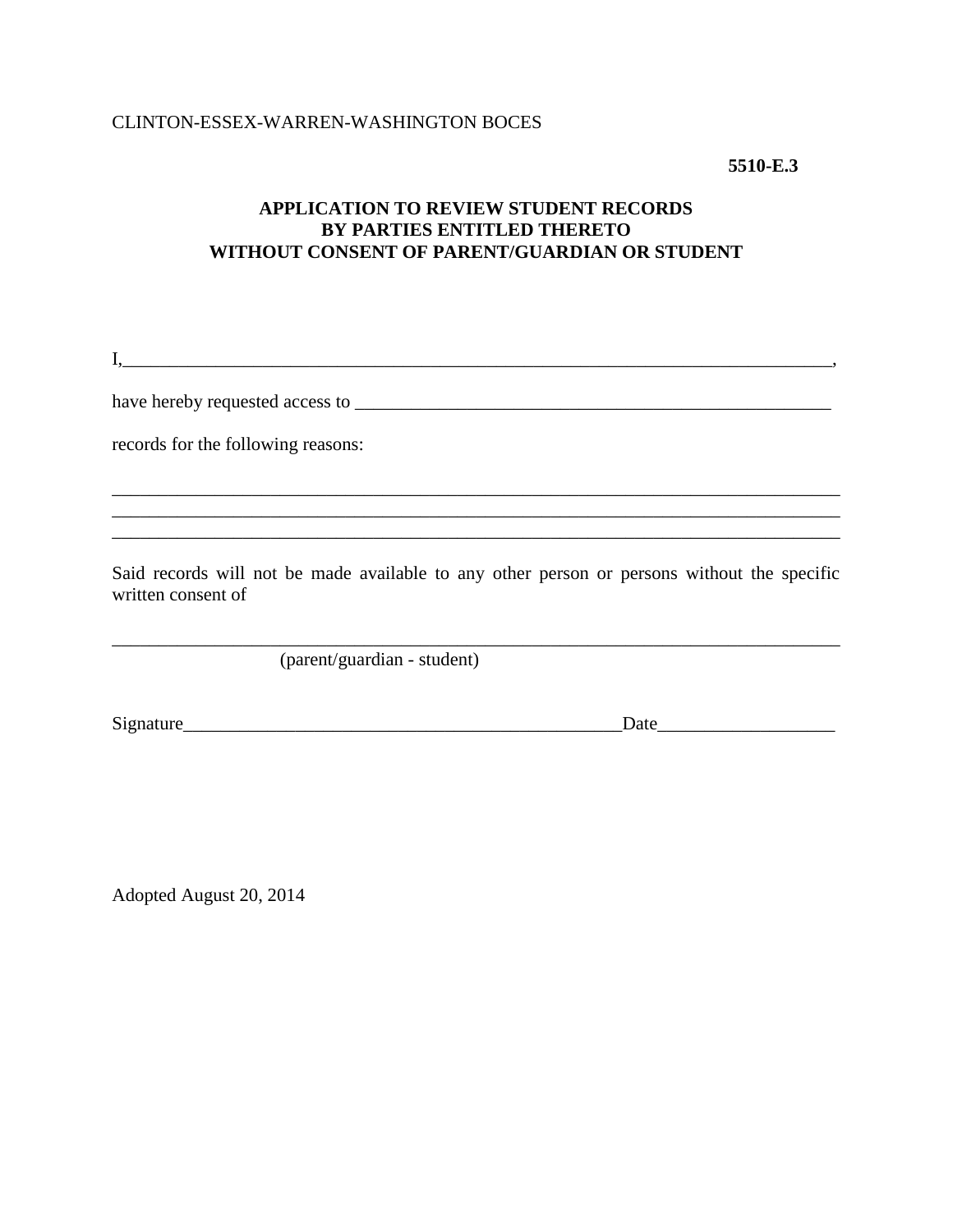CLINTON-ESSEX-WARREN-WASHINGTON BOCES

**5510-E.3**

## APPLICATION TO REVIEW STUDENT RECORDS BY PARTIES ENTITLED THERETO WITHOUT CONSENT OF PARENT/GUARDIAN OR STUDENT

I,_____________________________________________________________________________,

have hereby requested access to _____________________________________________________

records for the following reasons:

_______________________________________________________________________________
_______________________________________________________________________________
_______________________________________________________________________________

Said records will not be made available to any other person or persons without the specific written consent of

_______________________________________________________________________________
(parent/guardian - student)

Signature_______________________________________________Date__________________

Adopted August 20, 2014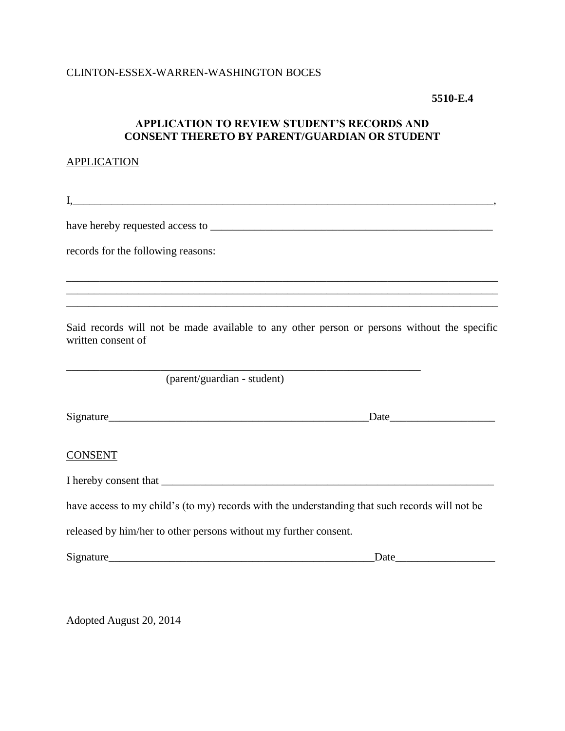CLINTON-ESSEX-WARREN-WASHINGTON BOCES

**5510-E.4**

## APPLICATION TO REVIEW STUDENT'S RECORDS AND CONSENT THERETO BY PARENT/GUARDIAN OR STUDENT

APPLICATION

I,\_\_\_\_\_\_\_\_\_\_\_\_\_\_\_\_\_\_\_\_\_\_\_\_\_\_\_\_\_\_\_\_\_\_\_\_\_\_\_\_\_\_\_\_\_\_\_\_\_\_\_\_\_\_\_\_\_\_\_\_\_\_\_\_\_\_\_\_\_\_\_\_\_\_,

have hereby requested access to \_\_\_\_\_\_\_\_\_\_\_\_\_\_\_\_\_\_\_\_\_\_\_\_\_\_\_\_\_\_\_\_\_\_\_\_\_\_\_\_\_\_\_\_\_\_\_\_

records for the following reasons:

\_\_\_\_\_\_\_\_\_\_\_\_\_\_\_\_\_\_\_\_\_\_\_\_\_\_\_\_\_\_\_\_\_\_\_\_\_\_\_\_\_\_\_\_\_\_\_\_\_\_\_\_\_\_\_\_\_\_\_\_\_\_\_\_\_\_\_\_\_\_\_\_\_\_\_\_

\_\_\_\_\_\_\_\_\_\_\_\_\_\_\_\_\_\_\_\_\_\_\_\_\_\_\_\_\_\_\_\_\_\_\_\_\_\_\_\_\_\_\_\_\_\_\_\_\_\_\_\_\_\_\_\_\_\_\_\_\_\_\_\_\_\_\_\_\_\_\_\_\_\_\_\_

\_\_\_\_\_\_\_\_\_\_\_\_\_\_\_\_\_\_\_\_\_\_\_\_\_\_\_\_\_\_\_\_\_\_\_\_\_\_\_\_\_\_\_\_\_\_\_\_\_\_\_\_\_\_\_\_\_\_\_\_\_\_\_\_\_\_\_\_\_\_\_\_\_\_\_\_

Said records will not be made available to any other person or persons without the specific written consent of

\_\_\_\_\_\_\_\_\_\_\_\_\_\_\_\_\_\_\_\_\_\_\_\_\_\_\_\_\_\_\_\_\_\_\_\_\_\_\_\_\_\_\_\_\_\_\_\_\_\_\_\_\_\_\_\_\_\_\_\_\_\_
(parent/guardian - student)

Signature\_\_\_\_\_\_\_\_\_\_\_\_\_\_\_\_\_\_\_\_\_\_\_\_\_\_\_\_\_\_\_\_\_\_\_\_\_\_\_\_\_\_\_\_\_Date\_\_\_\_\_\_\_\_\_\_\_\_\_\_\_\_\_

CONSENT

I hereby consent that \_\_\_\_\_\_\_\_\_\_\_\_\_\_\_\_\_\_\_\_\_\_\_\_\_\_\_\_\_\_\_\_\_\_\_\_\_\_\_\_\_\_\_\_\_\_\_\_\_\_\_\_\_\_\_\_\_

have access to my child's (to my) records with the understanding that such records will not be released by him/her to other persons without my further consent.

Signature\_\_\_\_\_\_\_\_\_\_\_\_\_\_\_\_\_\_\_\_\_\_\_\_\_\_\_\_\_\_\_\_\_\_\_\_\_\_\_\_\_\_\_\_\_\_Date\_\_\_\_\_\_\_\_\_\_\_\_\_\_\_\_

Adopted August 20, 2014